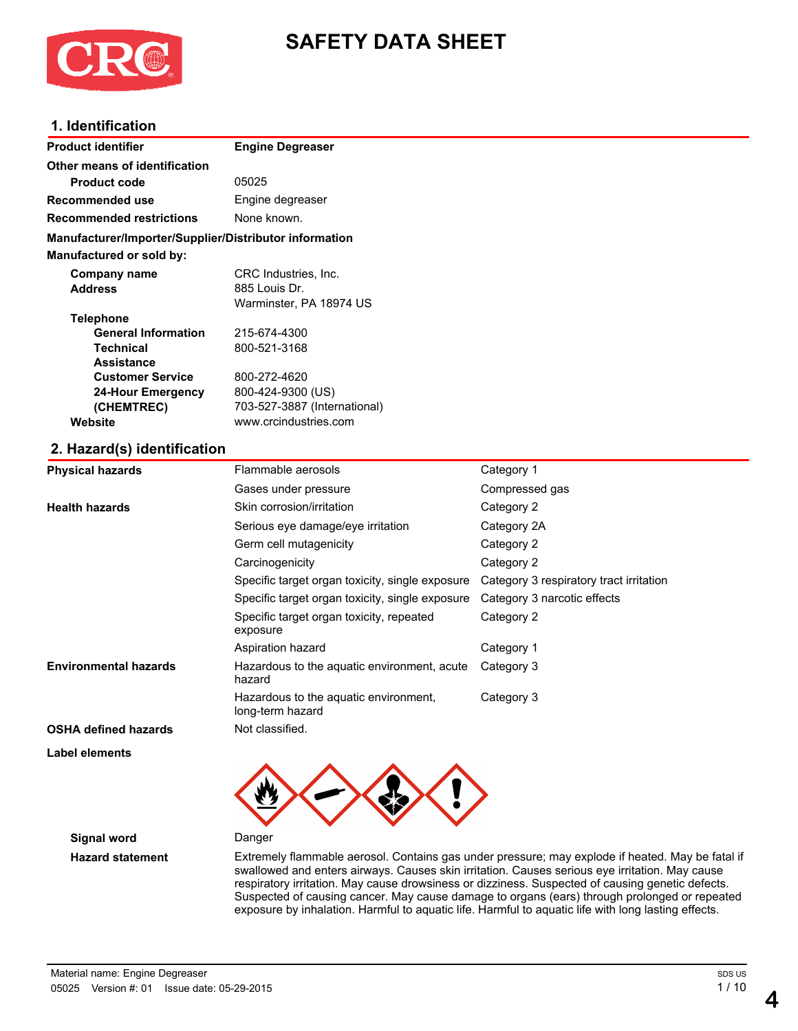# SAFETY DATA SHEET

## 1. Identification

| | |
|---|---|
| **Product identifier** | **Engine Degreaser** |
| **Other means of identification** | |
| **Product code** | 05025 |
| **Recommended use** | Engine degreaser |
| **Recommended restrictions** | None known. |

**Manufacturer/Importer/Supplier/Distributor information**

**Manufactured or sold by:**

| | |
|---|---|
| **Company name** | CRC Industries, Inc. |
| **Address** | 885 Louis Dr.<br>Warminster, PA 18974 US |
| **Telephone** | |
| **General Information** | 215-674-4300 |
| **Technical Assistance** | 800-521-3168 |
| **Customer Service** | 800-272-4620 |
| **24-Hour Emergency (CHEMTREC)** | 800-424-9300 (US)<br>703-527-3887 (International) |
| **Website** | www.crcindustries.com |

## 2. Hazard(s) identification

| | | |
|---|---|---|
| **Physical hazards** | Flammable aerosols | Category 1 |
| | Gases under pressure | Compressed gas |
| **Health hazards** | Skin corrosion/irritation | Category 2 |
| | Serious eye damage/eye irritation | Category 2A |
| | Germ cell mutagenicity | Category 2 |
| | Carcinogenicity | Category 2 |
| | Specific target organ toxicity, single exposure | Category 3 respiratory tract irritation |
| | Specific target organ toxicity, single exposure | Category 3 narcotic effects |
| | Specific target organ toxicity, repeated exposure | Category 2 |
| | Aspiration hazard | Category 1 |
| **Environmental hazards** | Hazardous to the aquatic environment, acute hazard | Category 3 |
| | Hazardous to the aquatic environment, long-term hazard | Category 3 |
| **OSHA defined hazards** | Not classified. | |

**Label elements**

**Signal word** Danger

**Hazard statement** Extremely flammable aerosol. Contains gas under pressure; may explode if heated. May be fatal if swallowed and enters airways. Causes skin irritation. Causes serious eye irritation. May cause respiratory irritation. May cause drowsiness or dizziness. Suspected of causing genetic defects. Suspected of causing cancer. May cause damage to organs (ears) through prolonged or repeated exposure by inhalation. Harmful to aquatic life. Harmful to aquatic life with long lasting effects.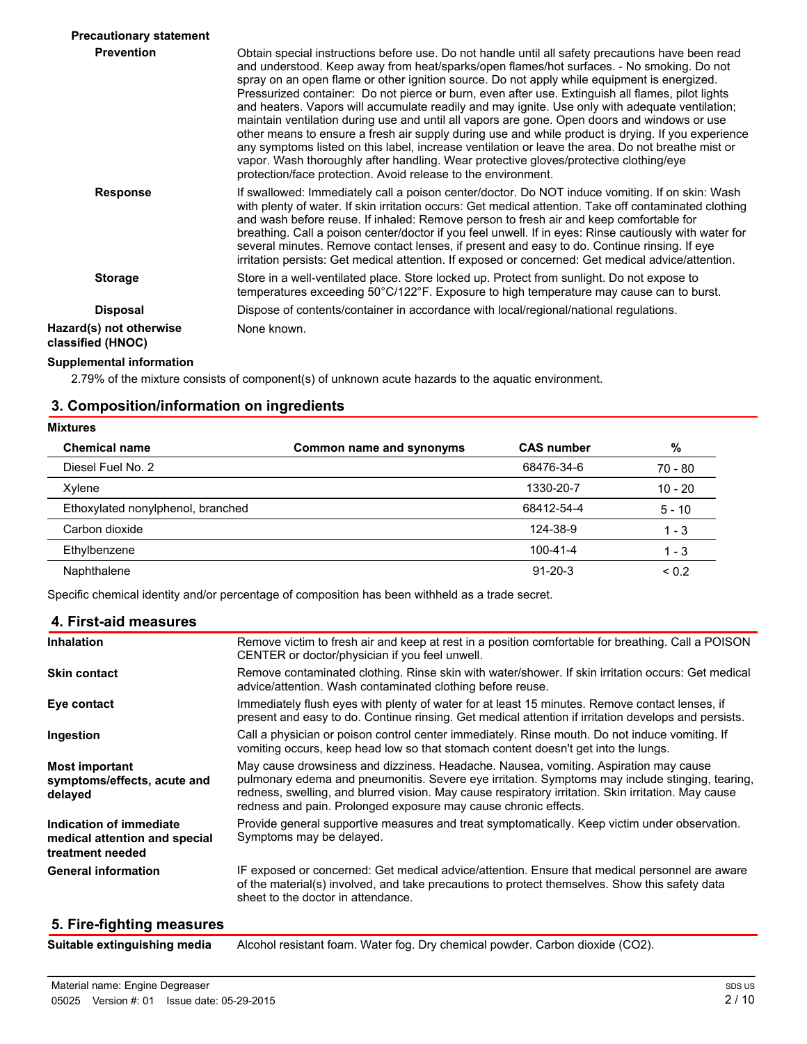**Precautionary statement**

**Prevention**

Obtain special instructions before use. Do not handle until all safety precautions have been read and understood. Keep away from heat/sparks/open flames/hot surfaces. - No smoking. Do not spray on an open flame or other ignition source. Do not apply while equipment is energized. Pressurized container: Do not pierce or burn, even after use. Extinguish all flames, pilot lights and heaters. Vapors will accumulate readily and may ignite. Use only with adequate ventilation; maintain ventilation during use and until all vapors are gone. Open doors and windows or use other means to ensure a fresh air supply during use and while product is drying. If you experience any symptoms listed on this label, increase ventilation or leave the area. Do not breathe mist or vapor. Wash thoroughly after handling. Wear protective gloves/protective clothing/eye protection/face protection. Avoid release to the environment.

**Response**

If swallowed: Immediately call a poison center/doctor. Do NOT induce vomiting. If on skin: Wash with plenty of water. If skin irritation occurs: Get medical attention. Take off contaminated clothing and wash before reuse. If inhaled: Remove person to fresh air and keep comfortable for breathing. Call a poison center/doctor if you feel unwell. If in eyes: Rinse cautiously with water for several minutes. Remove contact lenses, if present and easy to do. Continue rinsing. If eye irritation persists: Get medical attention. If exposed or concerned: Get medical advice/attention.

**Storage**

Store in a well-ventilated place. Store locked up. Protect from sunlight. Do not expose to temperatures exceeding 50°C/122°F. Exposure to high temperature may cause can to burst.

**Disposal**

Dispose of contents/container in accordance with local/regional/national regulations.

**Hazard(s) not otherwise classified (HNOC)**

None known.

**Supplemental information**

2.79% of the mixture consists of component(s) of unknown acute hazards to the aquatic environment.

## 3. Composition/information on ingredients

**Mixtures**

| Chemical name | Common name and synonyms | CAS number | % |
|---|---|---|---|
| Diesel Fuel No. 2 | | 68476-34-6 | 70 - 80 |
| Xylene | | 1330-20-7 | 10 - 20 |
| Ethoxylated nonylphenol, branched | | 68412-54-4 | 5 - 10 |
| Carbon dioxide | | 124-38-9 | 1 - 3 |
| Ethylbenzene | | 100-41-4 | 1 - 3 |
| Naphthalene | | 91-20-3 | < 0.2 |

Specific chemical identity and/or percentage of composition has been withheld as a trade secret.

## 4. First-aid measures

**Inhalation**

Remove victim to fresh air and keep at rest in a position comfortable for breathing. Call a POISON CENTER or doctor/physician if you feel unwell.

**Skin contact**

Remove contaminated clothing. Rinse skin with water/shower. If skin irritation occurs: Get medical advice/attention. Wash contaminated clothing before reuse.

**Eye contact**

Immediately flush eyes with plenty of water for at least 15 minutes. Remove contact lenses, if present and easy to do. Continue rinsing. Get medical attention if irritation develops and persists.

**Ingestion**

Call a physician or poison control center immediately. Rinse mouth. Do not induce vomiting. If vomiting occurs, keep head low so that stomach content doesn't get into the lungs.

**Most important symptoms/effects, acute and delayed**

May cause drowsiness and dizziness. Headache. Nausea, vomiting. Aspiration may cause pulmonary edema and pneumonitis. Severe eye irritation. Symptoms may include stinging, tearing, redness, swelling, and blurred vision. May cause respiratory irritation. Skin irritation. May cause redness and pain. Prolonged exposure may cause chronic effects.

**Indication of immediate medical attention and special treatment needed**

Provide general supportive measures and treat symptomatically. Keep victim under observation. Symptoms may be delayed.

**General information**

IF exposed or concerned: Get medical advice/attention. Ensure that medical personnel are aware of the material(s) involved, and take precautions to protect themselves. Show this safety data sheet to the doctor in attendance.

## 5. Fire-fighting measures

**Suitable extinguishing media**

Alcohol resistant foam. Water fog. Dry chemical powder. Carbon dioxide ($CO_2$).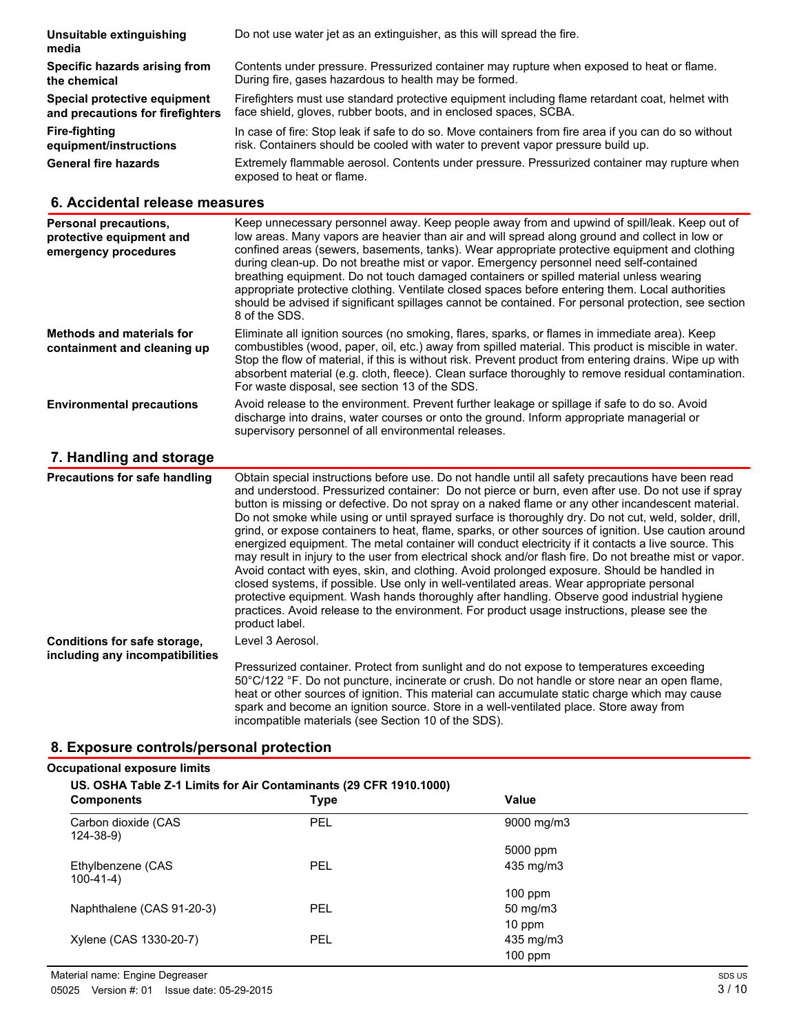| | |
|---|---|
| **Unsuitable extinguishing media** | Do not use water jet as an extinguisher, as this will spread the fire. |
| **Specific hazards arising from the chemical** | Contents under pressure. Pressurized container may rupture when exposed to heat or flame. During fire, gases hazardous to health may be formed. |
| **Special protective equipment and precautions for firefighters** | Firefighters must use standard protective equipment including flame retardant coat, helmet with face shield, gloves, rubber boots, and in enclosed spaces, SCBA. |
| **Fire-fighting equipment/instructions** | In case of fire: Stop leak if safe to do so. Move containers from fire area if you can do so without risk. Containers should be cooled with water to prevent vapor pressure build up. |
| **General fire hazards** | Extremely flammable aerosol. Contents under pressure. Pressurized container may rupture when exposed to heat or flame. |

## 6. Accidental release measures

| | |
|---|---|
| **Personal precautions, protective equipment and emergency procedures** | Keep unnecessary personnel away. Keep people away from and upwind of spill/leak. Keep out of low areas. Many vapors are heavier than air and will spread along ground and collect in low or confined areas (sewers, basements, tanks). Wear appropriate protective equipment and clothing during clean-up. Do not breathe mist or vapor. Emergency personnel need self-contained breathing equipment. Do not touch damaged containers or spilled material unless wearing appropriate protective clothing. Ventilate closed spaces before entering them. Local authorities should be advised if significant spillages cannot be contained. For personal protection, see section 8 of the SDS. |
| **Methods and materials for containment and cleaning up** | Eliminate all ignition sources (no smoking, flares, sparks, or flames in immediate area). Keep combustibles (wood, paper, oil, etc.) away from spilled material. This product is miscible in water. Stop the flow of material, if this is without risk. Prevent product from entering drains. Wipe up with absorbent material (e.g. cloth, fleece). Clean surface thoroughly to remove residual contamination. For waste disposal, see section 13 of the SDS. |
| **Environmental precautions** | Avoid release to the environment. Prevent further leakage or spillage if safe to do so. Avoid discharge into drains, water courses or onto the ground. Inform appropriate managerial or supervisory personnel of all environmental releases. |

## 7. Handling and storage

| | |
|---|---|
| **Precautions for safe handling** | Obtain special instructions before use. Do not handle until all safety precautions have been read and understood. Pressurized container: Do not pierce or burn, even after use. Do not use if spray button is missing or defective. Do not spray on a naked flame or any other incandescent material. Do not smoke while using or until sprayed surface is thoroughly dry. Do not cut, weld, solder, drill, grind, or expose containers to heat, flame, sparks, or other sources of ignition. Use caution around energized equipment. The metal container will conduct electricity if it contacts a live source. This may result in injury to the user from electrical shock and/or flash fire. Do not breathe mist or vapor. Avoid contact with eyes, skin, and clothing. Avoid prolonged exposure. Should be handled in closed systems, if possible. Use only in well-ventilated areas. Wear appropriate personal protective equipment. Wash hands thoroughly after handling. Observe good industrial hygiene practices. Avoid release to the environment. For product usage instructions, please see the product label. |
| **Conditions for safe storage, including any incompatibilities** | Level 3 Aerosol.<br><br>Pressurized container. Protect from sunlight and do not expose to temperatures exceeding 50°C/122 °F. Do not puncture, incinerate or crush. Do not handle or store near an open flame, heat or other sources of ignition. This material can accumulate static charge which may cause spark and become an ignition source. Store in a well-ventilated place. Store away from incompatible materials (see Section 10 of the SDS). |

## 8. Exposure controls/personal protection

**Occupational exposure limits**

**US. OSHA Table Z-1 Limits for Air Contaminants (29 CFR 1910.1000)**

| Components | Type | Value |
|---|---|---|
| Carbon dioxide (CAS 124-38-9) | PEL | 9000 mg/m3 |
| | | 5000 ppm |
| Ethylbenzene (CAS 100-41-4) | PEL | 435 mg/m3 |
| | | 100 ppm |
| Naphthalene (CAS 91-20-3) | PEL | 50 mg/m3 |
| | | 10 ppm |
| Xylene (CAS 1330-20-7) | PEL | 435 mg/m3 |
| | | 100 ppm |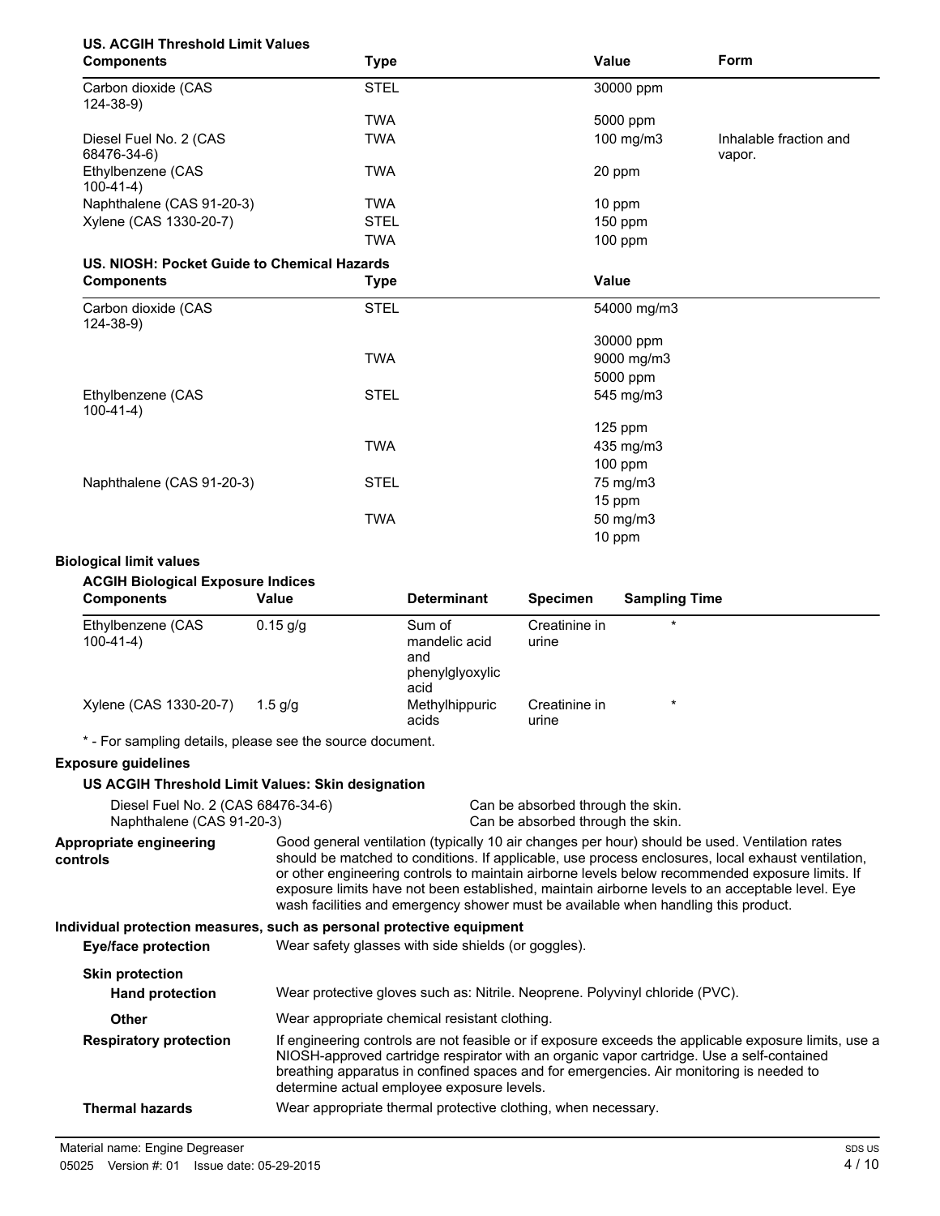**US. ACGIH Threshold Limit Values**

| Components | Type | Value | Form |
|---|---|---|---|
| Carbon dioxide (CAS 124-38-9) | STEL | 30000 ppm | |
| | TWA | 5000 ppm | |
| Diesel Fuel No. 2 (CAS 68476-34-6) | TWA | 100 mg/m3 | Inhalable fraction and vapor. |
| Ethylbenzene (CAS 100-41-4) | TWA | 20 ppm | |
| Naphthalene (CAS 91-20-3) | TWA | 10 ppm | |
| Xylene (CAS 1330-20-7) | STEL | 150 ppm | |
| | TWA | 100 ppm | |

**US. NIOSH: Pocket Guide to Chemical Hazards**

| Components | Type | Value |
|---|---|---|
| Carbon dioxide (CAS 124-38-9) | STEL | 54000 mg/m3 |
| | | 30000 ppm |
| | TWA | 9000 mg/m3 |
| | | 5000 ppm |
| Ethylbenzene (CAS 100-41-4) | STEL | 545 mg/m3 |
| | | 125 ppm |
| | TWA | 435 mg/m3 |
| | | 100 ppm |
| Naphthalene (CAS 91-20-3) | STEL | 75 mg/m3 |
| | | 15 ppm |
| | TWA | 50 mg/m3 |
| | | 10 ppm |

**Biological limit values**

**ACGIH Biological Exposure Indices**

| Components | Value | Determinant | Specimen | Sampling Time |
|---|---|---|---|---|
| Ethylbenzene (CAS 100-41-4) | 0.15 g/g | Sum of mandelic acid and phenylglyoxylic acid | Creatinine in urine | * |
| Xylene (CAS 1330-20-7) | 1.5 g/g | Methylhippuric acids | Creatinine in urine | * |

* - For sampling details, please see the source document.

**Exposure guidelines**

**US ACGIH Threshold Limit Values: Skin designation**

| | |
|---|---|
| Diesel Fuel No. 2 (CAS 68476-34-6) | Can be absorbed through the skin. |
| Naphthalene (CAS 91-20-3) | Can be absorbed through the skin. |

**Appropriate engineering controls**
Good general ventilation (typically 10 air changes per hour) should be used. Ventilation rates should be matched to conditions. If applicable, use process enclosures, local exhaust ventilation, or other engineering controls to maintain airborne levels below recommended exposure limits. If exposure limits have not been established, maintain airborne levels to an acceptable level. Eye wash facilities and emergency shower must be available when handling this product.

**Individual protection measures, such as personal protective equipment**

**Eye/face protection**
Wear safety glasses with side shields (or goggles).

**Skin protection**

**Hand protection**
Wear protective gloves such as: Nitrile. Neoprene. Polyvinyl chloride (PVC).

**Other**
Wear appropriate chemical resistant clothing.

**Respiratory protection**
If engineering controls are not feasible or if exposure exceeds the applicable exposure limits, use a NIOSH-approved cartridge respirator with an organic vapor cartridge. Use a self-contained breathing apparatus in confined spaces and for emergencies. Air monitoring is needed to determine actual employee exposure levels.

**Thermal hazards**
Wear appropriate thermal protective clothing, when necessary.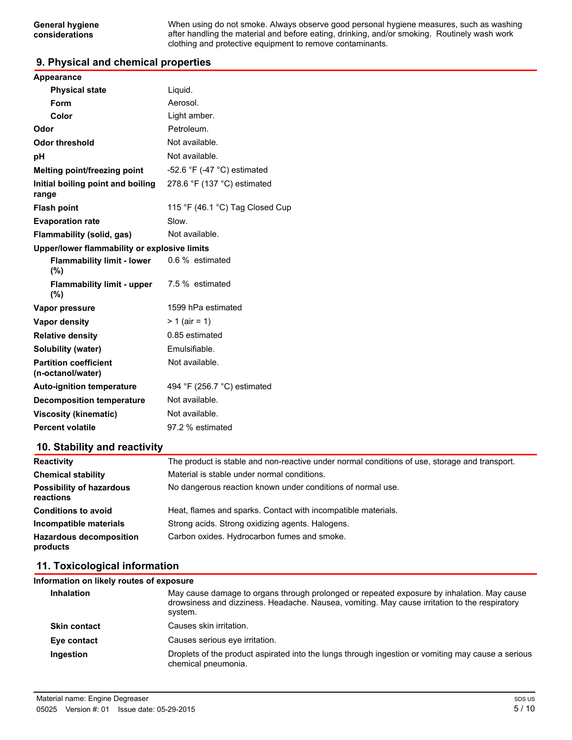| | |
|---|---|
| **General hygiene considerations** | When using do not smoke. Always observe good personal hygiene measures, such as washing after handling the material and before eating, drinking, and/or smoking. Routinely wash work clothing and protective equipment to remove contaminants. |

## 9. Physical and chemical properties

| | |
|---|---|
| **Appearance** | |
| **Physical state** | Liquid. |
| **Form** | Aerosol. |
| **Color** | Light amber. |
| **Odor** | Petroleum. |
| **Odor threshold** | Not available. |
| **pH** | Not available. |
| **Melting point/freezing point** | -52.6 °F (-47 °C) estimated |
| **Initial boiling point and boiling range** | 278.6 °F (137 °C) estimated |
| **Flash point** | 115 °F (46.1 °C) Tag Closed Cup |
| **Evaporation rate** | Slow. |
| **Flammability (solid, gas)** | Not available. |
| **Upper/lower flammability or explosive limits** | |
| **Flammability limit - lower (%)** | 0.6 % estimated |
| **Flammability limit - upper (%)** | 7.5 % estimated |
| **Vapor pressure** | 1599 hPa estimated |
| **Vapor density** | > 1 (air = 1) |
| **Relative density** | 0.85 estimated |
| **Solubility (water)** | Emulsifiable. |
| **Partition coefficient (n-octanol/water)** | Not available. |
| **Auto-ignition temperature** | 494 °F (256.7 °C) estimated |
| **Decomposition temperature** | Not available. |
| **Viscosity (kinematic)** | Not available. |
| **Percent volatile** | 97.2 % estimated |

## 10. Stability and reactivity

| | |
|---|---|
| **Reactivity** | The product is stable and non-reactive under normal conditions of use, storage and transport. |
| **Chemical stability** | Material is stable under normal conditions. |
| **Possibility of hazardous reactions** | No dangerous reaction known under conditions of normal use. |
| **Conditions to avoid** | Heat, flames and sparks. Contact with incompatible materials. |
| **Incompatible materials** | Strong acids. Strong oxidizing agents. Halogens. |
| **Hazardous decomposition products** | Carbon oxides. Hydrocarbon fumes and smoke. |

## 11. Toxicological information

| | |
|---|---|
| **Information on likely routes of exposure** | |
| **Inhalation** | May cause damage to organs through prolonged or repeated exposure by inhalation. May cause drowsiness and dizziness. Headache. Nausea, vomiting. May cause irritation to the respiratory system. |
| **Skin contact** | Causes skin irritation. |
| **Eye contact** | Causes serious eye irritation. |
| **Ingestion** | Droplets of the product aspirated into the lungs through ingestion or vomiting may cause a serious chemical pneumonia. |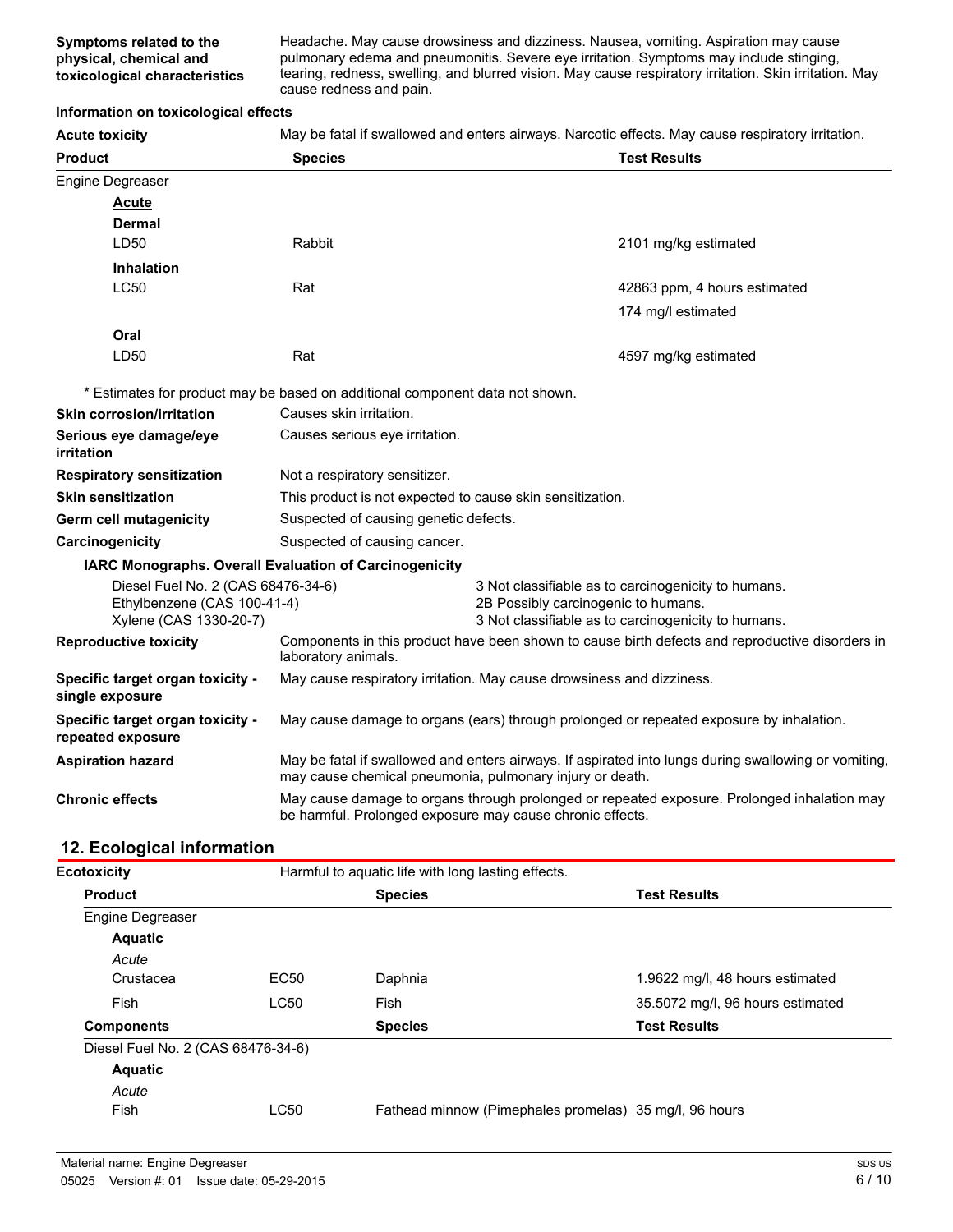| | |
|---|---|
| **Symptoms related to the physical, chemical and toxicological characteristics** | Headache. May cause drowsiness and dizziness. Nausea, vomiting. Aspiration may cause pulmonary edema and pneumonitis. Severe eye irritation. Symptoms may include stinging, tearing, redness, swelling, and blurred vision. May cause respiratory irritation. Skin irritation. May cause redness and pain. |

**Information on toxicological effects**

**Acute toxicity** May be fatal if swallowed and enters airways. Narcotic effects. May cause respiratory irritation.

| Product | Species | Test Results |
|---|---|---|
| Engine Degreaser | | |
| **Acute** | | |
| **Dermal** | | |
| LD50 | Rabbit | 2101 mg/kg estimated |
| **Inhalation** | | |
| LC50 | Rat | 42863 ppm, 4 hours estimated |
| | | 174 mg/l estimated |
| **Oral** | | |
| LD50 | Rat | 4597 mg/kg estimated |

\* Estimates for product may be based on additional component data not shown.

| | |
|---|---|
| **Skin corrosion/irritation** | Causes skin irritation. |
| **Serious eye damage/eye irritation** | Causes serious eye irritation. |
| **Respiratory sensitization** | Not a respiratory sensitizer. |
| **Skin sensitization** | This product is not expected to cause skin sensitization. |
| **Germ cell mutagenicity** | Suspected of causing genetic defects. |
| **Carcinogenicity** | Suspected of causing cancer. |

**IARC Monographs. Overall Evaluation of Carcinogenicity**

| | |
|---|---|
| Diesel Fuel No. 2 (CAS 68476-34-6) | 3 Not classifiable as to carcinogenicity to humans. |
| Ethylbenzene (CAS 100-41-4) | 2B Possibly carcinogenic to humans. |
| Xylene (CAS 1330-20-7) | 3 Not classifiable as to carcinogenicity to humans. |

| | |
|---|---|
| **Reproductive toxicity** | Components in this product have been shown to cause birth defects and reproductive disorders in laboratory animals. |
| **Specific target organ toxicity - single exposure** | May cause respiratory irritation. May cause drowsiness and dizziness. |
| **Specific target organ toxicity - repeated exposure** | May cause damage to organs (ears) through prolonged or repeated exposure by inhalation. |
| **Aspiration hazard** | May be fatal if swallowed and enters airways. If aspirated into lungs during swallowing or vomiting, may cause chemical pneumonia, pulmonary injury or death. |
| **Chronic effects** | May cause damage to organs through prolonged or repeated exposure. Prolonged inhalation may be harmful. Prolonged exposure may cause chronic effects. |

## 12. Ecological information

**Ecotoxicity** Harmful to aquatic life with long lasting effects.

| Product | | Species | Test Results |
|---|---|---|---|
| Engine Degreaser | | | |
| **Aquatic** | | | |
| *Acute* | | | |
| Crustacea | EC50 | Daphnia | 1.9622 mg/l, 48 hours estimated |
| Fish | LC50 | Fish | 35.5072 mg/l, 96 hours estimated |
| **Components** | | **Species** | **Test Results** |
| Diesel Fuel No. 2 (CAS 68476-34-6) | | | |
| **Aquatic** | | | |
| *Acute* | | | |
| Fish | LC50 | Fathead minnow (Pimephales promelas) | 35 mg/l, 96 hours |

Material name: Engine Degreaser

05025 Version #: 01 Issue date: 05-29-2015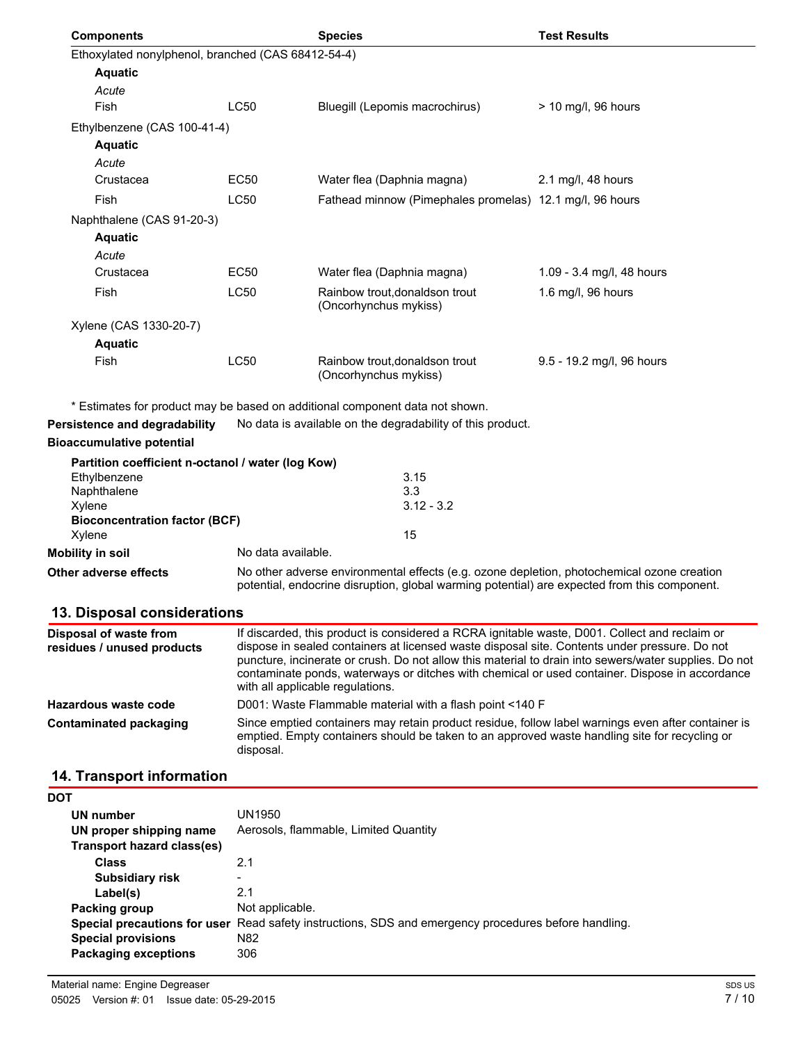| Components | | Species | Test Results |
|---|---|---|---|
| Ethoxylated nonylphenol, branched (CAS 68412-54-4) | | | |
| **Aquatic** | | | |
| *Acute* | | | |
| Fish | LC50 | Bluegill (Lepomis macrochirus) | > 10 mg/l, 96 hours |
| Ethylbenzene (CAS 100-41-4) | | | |
| **Aquatic** | | | |
| *Acute* | | | |
| Crustacea | EC50 | Water flea (Daphnia magna) | 2.1 mg/l, 48 hours |
| Fish | LC50 | Fathead minnow (Pimephales promelas) | 12.1 mg/l, 96 hours |
| Naphthalene (CAS 91-20-3) | | | |
| **Aquatic** | | | |
| *Acute* | | | |
| Crustacea | EC50 | Water flea (Daphnia magna) | 1.09 - 3.4 mg/l, 48 hours |
| Fish | LC50 | Rainbow trout,donaldson trout (Oncorhynchus mykiss) | 1.6 mg/l, 96 hours |
| Xylene (CAS 1330-20-7) | | | |
| **Aquatic** | | | |
| Fish | LC50 | Rainbow trout,donaldson trout (Oncorhynchus mykiss) | 9.5 - 19.2 mg/l, 96 hours |

\* Estimates for product may be based on additional component data not shown.

**Persistence and degradability** No data is available on the degradability of this product.

**Bioaccumulative potential**

**Partition coefficient n-octanol / water (log Kow)**

| | |
|---|---|
| Ethylbenzene | 3.15 |
| Naphthalene | 3.3 |
| Xylene | 3.12 - 3.2 |

**Bioconcentration factor (BCF)**

| | |
|---|---|
| Xylene | 15 |

**Mobility in soil** No data available.

**Other adverse effects** No other adverse environmental effects (e.g. ozone depletion, photochemical ozone creation potential, endocrine disruption, global warming potential) are expected from this component.

## 13. Disposal considerations

**Disposal of waste from residues / unused products** If discarded, this product is considered a RCRA ignitable waste, D001. Collect and reclaim or dispose in sealed containers at licensed waste disposal site. Contents under pressure. Do not puncture, incinerate or crush. Do not allow this material to drain into sewers/water supplies. Do not contaminate ponds, waterways or ditches with chemical or used container. Dispose in accordance with all applicable regulations.

**Hazardous waste code** D001: Waste Flammable material with a flash point <140 F

**Contaminated packaging** Since emptied containers may retain product residue, follow label warnings even after container is emptied. Empty containers should be taken to an approved waste handling site for recycling or disposal.

## 14. Transport information

**DOT**

**UN number** UN1950

**UN proper shipping name** Aerosols, flammable, Limited Quantity

**Transport hazard class(es)**

**Class** 2.1

**Subsidiary risk** -

**Label(s)** 2.1

**Packing group** Not applicable.

**Special precautions for user** Read safety instructions, SDS and emergency procedures before handling.

**Special provisions** N82

**Packaging exceptions** 306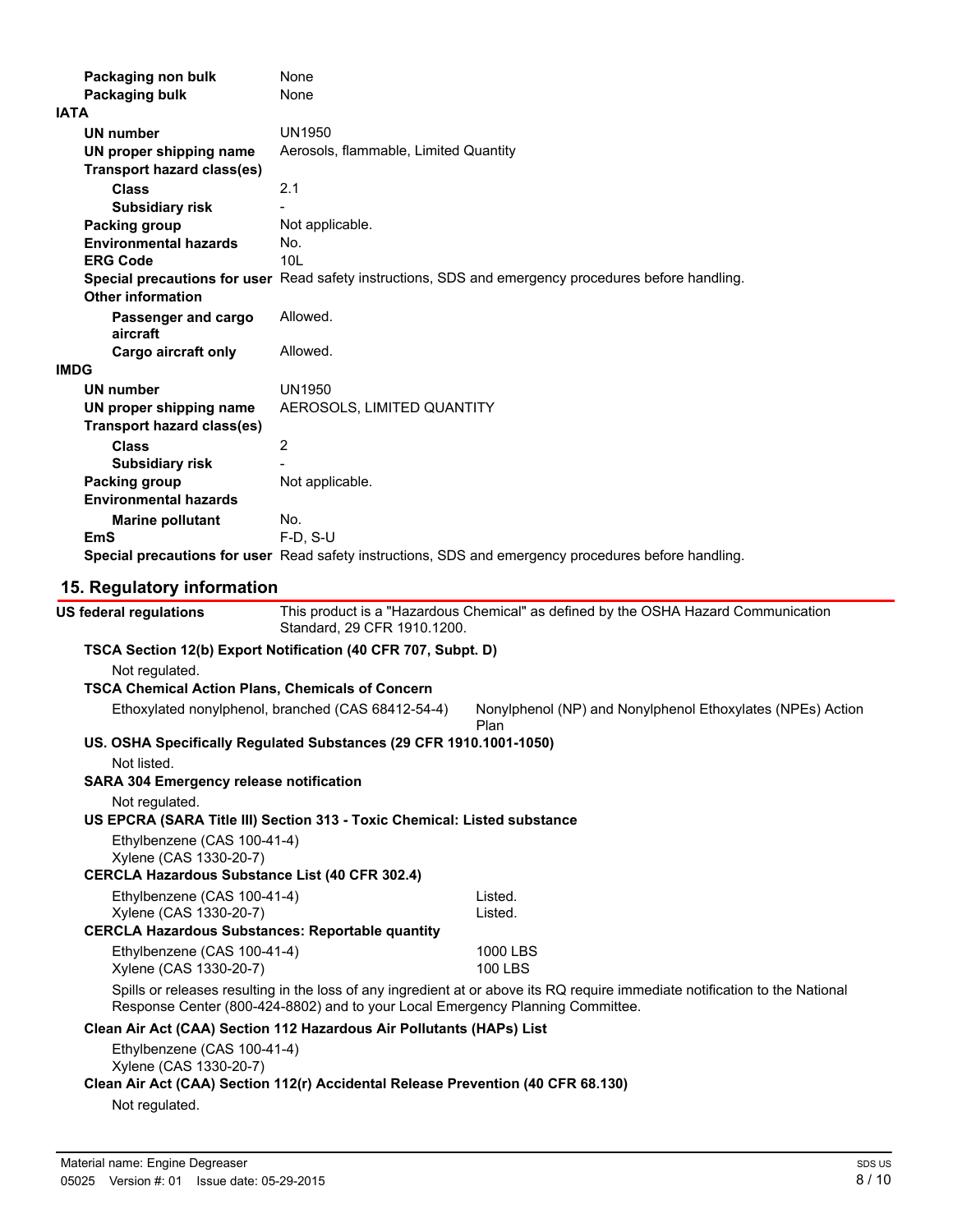| | |
|---|---|
| **Packaging non bulk** | None |
| **Packaging bulk** | None |

**IATA**

| | |
|---|---|
| **UN number** | UN1950 |
| **UN proper shipping name** | Aerosols, flammable, Limited Quantity |
| **Transport hazard class(es)** | |
| **Class** | 2.1 |
| **Subsidiary risk** | - |
| **Packing group** | Not applicable. |
| **Environmental hazards** | No. |
| **ERG Code** | 10L |
| **Special precautions for user** | Read safety instructions, SDS and emergency procedures before handling. |
| **Other information** | |
| **Passenger and cargo aircraft** | Allowed. |
| **Cargo aircraft only** | Allowed. |

**IMDG**

| | |
|---|---|
| **UN number** | UN1950 |
| **UN proper shipping name** | AEROSOLS, LIMITED QUANTITY |
| **Transport hazard class(es)** | |
| **Class** | 2 |
| **Subsidiary risk** | - |
| **Packing group** | Not applicable. |
| **Environmental hazards** | |
| **Marine pollutant** | No. |
| **EmS** | F-D, S-U |
| **Special precautions for user** | Read safety instructions, SDS and emergency procedures before handling. |

## 15. Regulatory information

**US federal regulations** This product is a "Hazardous Chemical" as defined by the OSHA Hazard Communication Standard, 29 CFR 1910.1200.

**TSCA Section 12(b) Export Notification (40 CFR 707, Subpt. D)**

Not regulated.

**TSCA Chemical Action Plans, Chemicals of Concern**

| | |
|---|---|
| Ethoxylated nonylphenol, branched (CAS 68412-54-4) | Nonylphenol (NP) and Nonylphenol Ethoxylates (NPEs) Action Plan |

**US. OSHA Specifically Regulated Substances (29 CFR 1910.1001-1050)**

Not listed.

**SARA 304 Emergency release notification**

Not regulated.

**US EPCRA (SARA Title III) Section 313 - Toxic Chemical: Listed substance**

Ethylbenzene (CAS 100-41-4)
Xylene (CAS 1330-20-7)

**CERCLA Hazardous Substance List (40 CFR 302.4)**

| | |
|---|---|
| Ethylbenzene (CAS 100-41-4) | Listed. |
| Xylene (CAS 1330-20-7) | Listed. |

**CERCLA Hazardous Substances: Reportable quantity**

| | |
|---|---|
| Ethylbenzene (CAS 100-41-4) | 1000 LBS |
| Xylene (CAS 1330-20-7) | 100 LBS |

Spills or releases resulting in the loss of any ingredient at or above its RQ require immediate notification to the National Response Center (800-424-8802) and to your Local Emergency Planning Committee.

**Clean Air Act (CAA) Section 112 Hazardous Air Pollutants (HAPs) List**

Ethylbenzene (CAS 100-41-4)
Xylene (CAS 1330-20-7)

**Clean Air Act (CAA) Section 112(r) Accidental Release Prevention (40 CFR 68.130)**

Not regulated.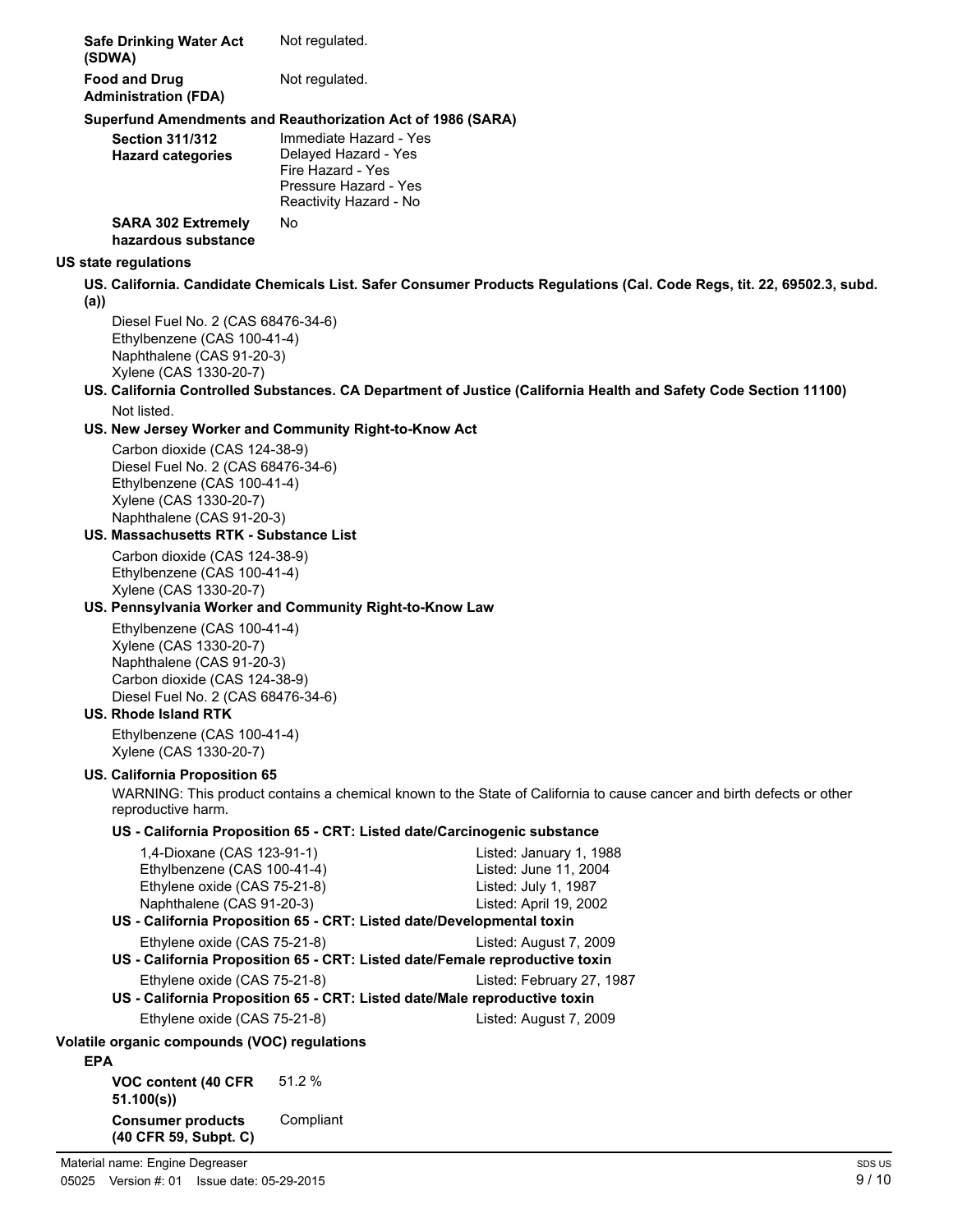**Safe Drinking Water Act (SDWA)** Not regulated.

**Food and Drug Administration (FDA)** Not regulated.

**Superfund Amendments and Reauthorization Act of 1986 (SARA)**

**Section 311/312 Hazard categories**
Immediate Hazard - Yes
Delayed Hazard - Yes
Fire Hazard - Yes
Pressure Hazard - Yes
Reactivity Hazard - No

**SARA 302 Extremely hazardous substance** No

**US state regulations**

**US. California. Candidate Chemicals List. Safer Consumer Products Regulations (Cal. Code Regs, tit. 22, 69502.3, subd. (a))**

Diesel Fuel No. 2 (CAS 68476-34-6)
Ethylbenzene (CAS 100-41-4)
Naphthalene (CAS 91-20-3)
Xylene (CAS 1330-20-7)

**US. California Controlled Substances. CA Department of Justice (California Health and Safety Code Section 11100)**

Not listed.

**US. New Jersey Worker and Community Right-to-Know Act**

Carbon dioxide (CAS 124-38-9)
Diesel Fuel No. 2 (CAS 68476-34-6)
Ethylbenzene (CAS 100-41-4)
Xylene (CAS 1330-20-7)
Naphthalene (CAS 91-20-3)

**US. Massachusetts RTK - Substance List**

Carbon dioxide (CAS 124-38-9)
Ethylbenzene (CAS 100-41-4)
Xylene (CAS 1330-20-7)

**US. Pennsylvania Worker and Community Right-to-Know Law**

Ethylbenzene (CAS 100-41-4)
Xylene (CAS 1330-20-7)
Naphthalene (CAS 91-20-3)
Carbon dioxide (CAS 124-38-9)
Diesel Fuel No. 2 (CAS 68476-34-6)

**US. Rhode Island RTK**

Ethylbenzene (CAS 100-41-4)
Xylene (CAS 1330-20-7)

**US. California Proposition 65**

WARNING: This product contains a chemical known to the State of California to cause cancer and birth defects or other reproductive harm.

**US - California Proposition 65 - CRT: Listed date/Carcinogenic substance**

| | |
|---|---|
| 1,4-Dioxane (CAS 123-91-1) | Listed: January 1, 1988 |
| Ethylbenzene (CAS 100-41-4) | Listed: June 11, 2004 |
| Ethylene oxide (CAS 75-21-8) | Listed: July 1, 1987 |
| Naphthalene (CAS 91-20-3) | Listed: April 19, 2002 |

**US - California Proposition 65 - CRT: Listed date/Developmental toxin**

| | |
|---|---|
| Ethylene oxide (CAS 75-21-8) | Listed: August 7, 2009 |

**US - California Proposition 65 - CRT: Listed date/Female reproductive toxin**

| | |
|---|---|
| Ethylene oxide (CAS 75-21-8) | Listed: February 27, 1987 |

**US - California Proposition 65 - CRT: Listed date/Male reproductive toxin**

| | |
|---|---|
| Ethylene oxide (CAS 75-21-8) | Listed: August 7, 2009 |

**Volatile organic compounds (VOC) regulations**

**EPA**

**VOC content (40 CFR 51.100(s))** 51.2 %

**Consumer products (40 CFR 59, Subpt. C)** Compliant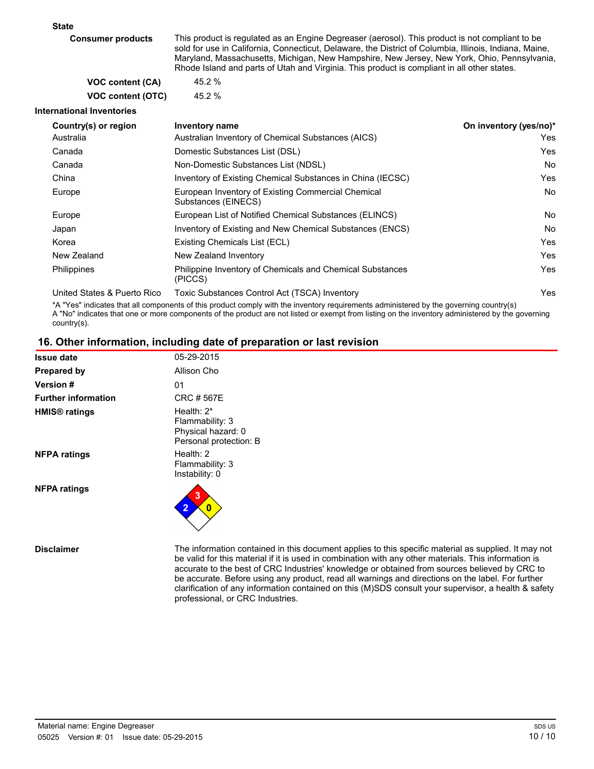**State**

**Consumer products**

This product is regulated as an Engine Degreaser (aerosol). This product is not compliant to be sold for use in California, Connecticut, Delaware, the District of Columbia, Illinois, Indiana, Maine, Maryland, Massachusetts, Michigan, New Hampshire, New Jersey, New York, Ohio, Pennsylvania, Rhode Island and parts of Utah and Virginia. This product is compliant in all other states.

**VOC content (CA)** 45.2 %

**VOC content (OTC)** 45.2 %

**International Inventories**

| Country(s) or region | Inventory name | On inventory (yes/no)* |
|---|---|---|
| Australia | Australian Inventory of Chemical Substances (AICS) | Yes |
| Canada | Domestic Substances List (DSL) | Yes |
| Canada | Non-Domestic Substances List (NDSL) | No |
| China | Inventory of Existing Chemical Substances in China (IECSC) | Yes |
| Europe | European Inventory of Existing Commercial Chemical Substances (EINECS) | No |
| Europe | European List of Notified Chemical Substances (ELINCS) | No |
| Japan | Inventory of Existing and New Chemical Substances (ENCS) | No |
| Korea | Existing Chemicals List (ECL) | Yes |
| New Zealand | New Zealand Inventory | Yes |
| Philippines | Philippine Inventory of Chemicals and Chemical Substances (PICCS) | Yes |
| United States & Puerto Rico | Toxic Substances Control Act (TSCA) Inventory | Yes |

*A "Yes" indicates that all components of this product comply with the inventory requirements administered by the governing country(s)
A "No" indicates that one or more components of the product are not listed or exempt from listing on the inventory administered by the governing country(s).

## 16. Other information, including date of preparation or last revision

**Issue date** 05-29-2015

**Prepared by** Allison Cho

**Version #** 01

**Further information** CRC # 567E

**HMIS® ratings**
Health: 2*
Flammability: 3
Physical hazard: 0
Personal protection: B

**NFPA ratings**
Health: 2
Flammability: 3
Instability: 0

**NFPA ratings**

3
2 0

**Disclaimer**

The information contained in this document applies to this specific material as supplied. It may not be valid for this material if it is used in combination with any other materials. This information is accurate to the best of CRC Industries' knowledge or obtained from sources believed by CRC to be accurate. Before using any product, read all warnings and directions on the label. For further clarification of any information contained on this (M)SDS consult your supervisor, a health & safety professional, or CRC Industries.